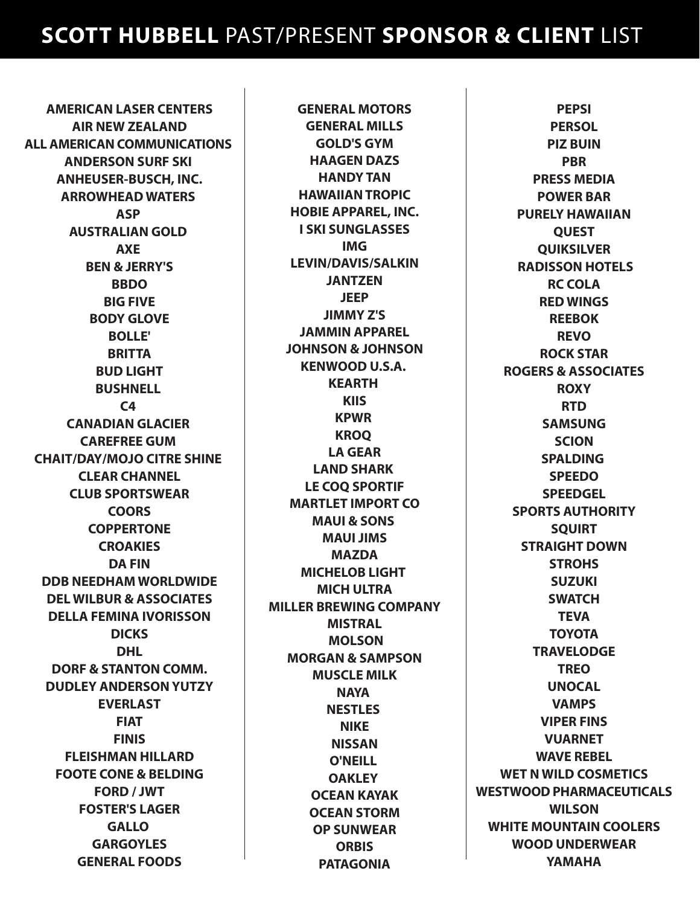# **SCOTT HUBBELL** PAST/PRESENT **SPONSOR & CLIENT** LIST

**AMERICAN LASER CENTERS**
**AIR NEW ZEALAND**
**ALL AMERICAN COMMUNICATIONS**
**ANDERSON SURF SKI**
**ANHEUSER-BUSCH, INC.**
**ARROWHEAD WATERS**
**ASP**
**AUSTRALIAN GOLD**
**AXE**
**BEN & JERRY'S**
**BBDO**
**BIG FIVE**
**BODY GLOVE**
**BOLLE'**
**BRITTA**
**BUD LIGHT**
**BUSHNELL**
**C4**
**CANADIAN GLACIER**
**CAREFREE GUM**
**CHAIT/DAY/MOJO CITRE SHINE**
**CLEAR CHANNEL**
**CLUB SPORTSWEAR**
**COORS**
**COPPERTONE**
**CROAKIES**
**DA FIN**
**DDB NEEDHAM WORLDWIDE**
**DEL WILBUR & ASSOCIATES**
**DELLA FEMINA IVORISSON**
**DICKS**
**DHL**
**DORF & STANTON COMM.**
**DUDLEY ANDERSON YUTZY**
**EVERLAST**
**FIAT**
**FINIS**
**FLEISHMAN HILLARD**
**FOOTE CONE & BELDING**
**FORD / JWT**
**FOSTER'S LAGER**
**GALLO**
**GARGOYLES**
**GENERAL FOODS**
**GENERAL MOTORS**
**GENERAL MILLS**
**GOLD'S GYM**
**HAAGEN DAZS**
**HANDY TAN**
**HAWAIIAN TROPIC**
**HOBIE APPAREL, INC.**
**I SKI SUNGLASSES**
**IMG**
**LEVIN/DAVIS/SALKIN**
**JANTZEN**
**JEEP**
**JIMMY Z'S**
**JAMMIN APPAREL**
**JOHNSON & JOHNSON**
**KENWOOD U.S.A.**
**KEARTH**
**KIIS**
**KPWR**
**KROQ**
**LA GEAR**
**LAND SHARK**
**LE COQ SPORTIF**
**MARTLET IMPORT CO**
**MAUI & SONS**
**MAUI JIMS**
**MAZDA**
**MICHELOB LIGHT**
**MICH ULTRA**
**MILLER BREWING COMPANY**
**MISTRAL**
**MOLSON**
**MORGAN & SAMPSON**
**MUSCLE MILK**
**NAYA**
**NESTLES**
**NIKE**
**NISSAN**
**O'NEILL**
**OAKLEY**
**OCEAN KAYAK**
**OCEAN STORM**
**OP SUNWEAR**
**ORBIS**
**PATAGONIA**
**PEPSI**
**PERSOL**
**PIZ BUIN**
**PBR**
**PRESS MEDIA**
**POWER BAR**
**PURELY HAWAIIAN**
**QUEST**
**QUIKSILVER**
**RADISSON HOTELS**
**RC COLA**
**RED WINGS**
**REEBOK**
**REVO**
**ROCK STAR**
**ROGERS & ASSOCIATES**
**ROXY**
**RTD**
**SAMSUNG**
**SCION**
**SPALDING**
**SPEEDO**
**SPEEDGEL**
**SPORTS AUTHORITY**
**SQUIRT**
**STRAIGHT DOWN**
**STROHS**
**SUZUKI**
**SWATCH**
**TEVA**
**TOYOTA**
**TRAVELODGE**
**TREO**
**UNOCAL**
**VAMPS**
**VIPER FINS**
**VUARNET**
**WAVE REBEL**
**WET N WILD COSMETICS**
**WESTWOOD PHARMACEUTICALS**
**WILSON**
**WHITE MOUNTAIN COOLERS**
**WOOD UNDERWEAR**
**YAMAHA**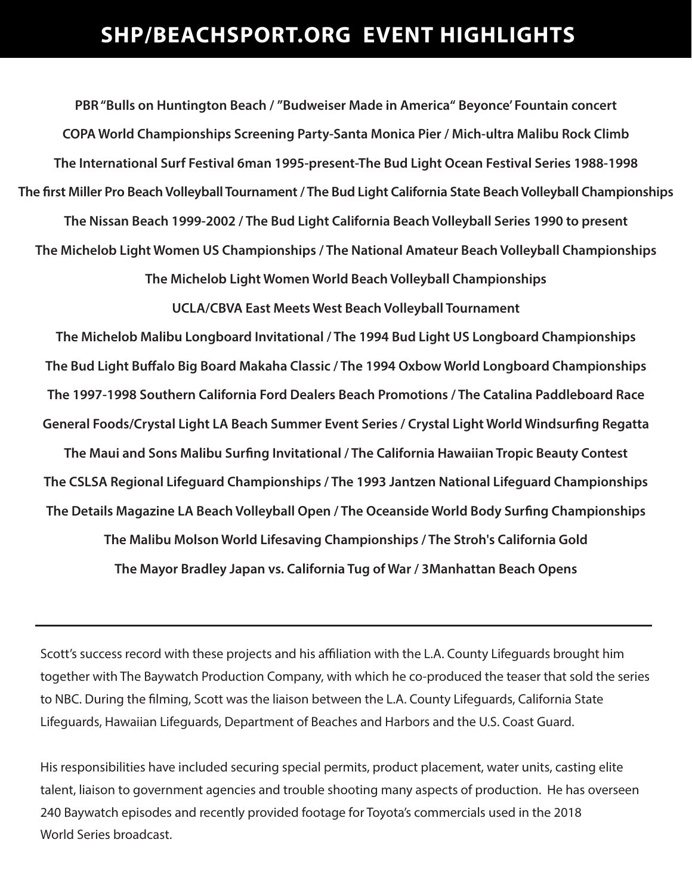# SHP/BEACHSPORT.ORG EVENT HIGHLIGHTS

**PBR "Bulls on Huntington Beach / "Budweiser Made in America" Beyonce' Fountain concert**

**COPA World Championships Screening Party-Santa Monica Pier / Mich-ultra Malibu Rock Climb**

**The International Surf Festival 6man 1995-present-The Bud Light Ocean Festival Series 1988-1998**

**The first Miller Pro Beach Volleyball Tournament / The Bud Light California State Beach Volleyball Championships**

**The Nissan Beach 1999-2002 / The Bud Light California Beach Volleyball Series 1990 to present**

**The Michelob Light Women US Championships / The National Amateur Beach Volleyball Championships**

**The Michelob Light Women World Beach Volleyball Championships**

**UCLA/CBVA East Meets West Beach Volleyball Tournament**

**The Michelob Malibu Longboard Invitational / The 1994 Bud Light US Longboard Championships**

**The Bud Light Buffalo Big Board Makaha Classic / The 1994 Oxbow World Longboard Championships**

**The 1997-1998 Southern California Ford Dealers Beach Promotions / The Catalina Paddleboard Race**

**General Foods/Crystal Light LA Beach Summer Event Series / Crystal Light World Windsurfing Regatta**

**The Maui and Sons Malibu Surfing Invitational / The California Hawaiian Tropic Beauty Contest**

**The CSLSA Regional Lifeguard Championships / The 1993 Jantzen National Lifeguard Championships**

**The Details Magazine LA Beach Volleyball Open / The Oceanside World Body Surfing Championships**

**The Malibu Molson World Lifesaving Championships / The Stroh's California Gold**

**The Mayor Bradley Japan vs. California Tug of War / 3Manhattan Beach Opens**

---

Scott's success record with these projects and his affiliation with the L.A. County Lifeguards brought him together with The Baywatch Production Company, with which he co-produced the teaser that sold the series to NBC. During the filming, Scott was the liaison between the L.A. County Lifeguards, California State Lifeguards, Hawaiian Lifeguards, Department of Beaches and Harbors and the U.S. Coast Guard.

His responsibilities have included securing special permits, product placement, water units, casting elite talent, liaison to government agencies and trouble shooting many aspects of production. He has overseen 240 Baywatch episodes and recently provided footage for Toyota's commercials used in the 2018 World Series broadcast.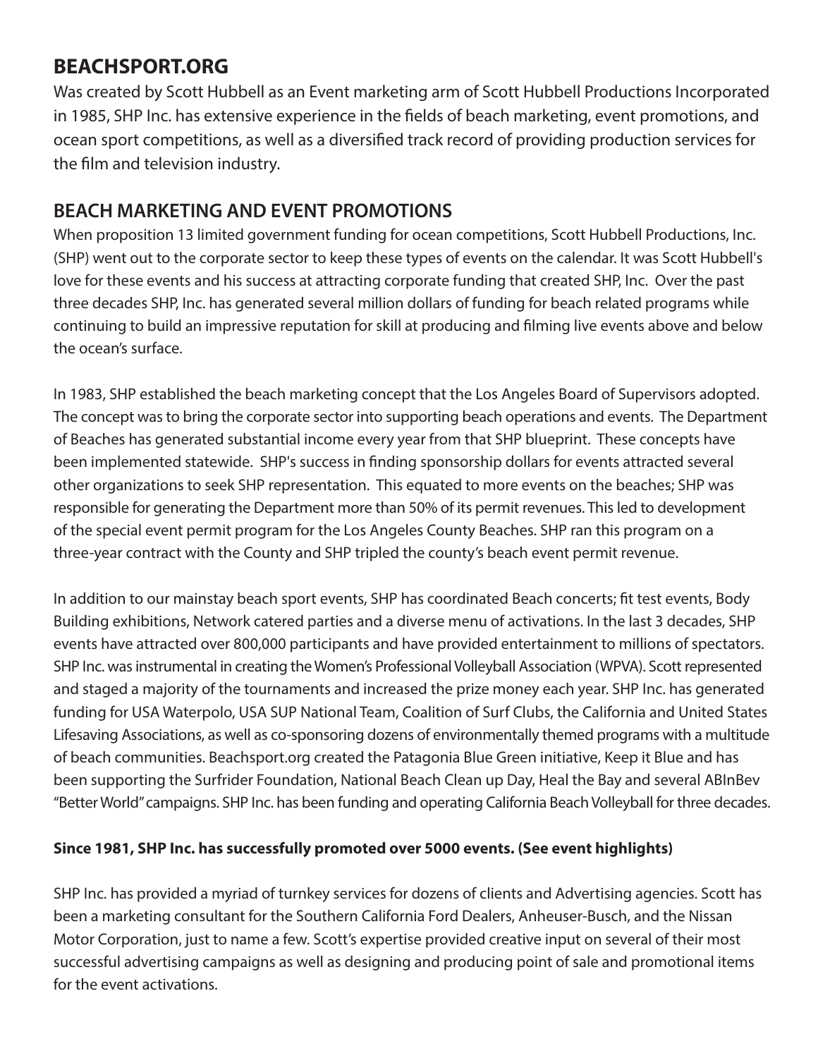## BEACHSPORT.ORG

Was created by Scott Hubbell as an Event marketing arm of Scott Hubbell Productions Incorporated in 1985, SHP Inc. has extensive experience in the fields of beach marketing, event promotions, and ocean sport competitions, as well as a diversified track record of providing production services for the film and television industry.

## BEACH MARKETING AND EVENT PROMOTIONS

When proposition 13 limited government funding for ocean competitions, Scott Hubbell Productions, Inc. (SHP) went out to the corporate sector to keep these types of events on the calendar. It was Scott Hubbell's love for these events and his success at attracting corporate funding that created SHP, Inc. Over the past three decades SHP, Inc. has generated several million dollars of funding for beach related programs while continuing to build an impressive reputation for skill at producing and filming live events above and below the ocean's surface.

In 1983, SHP established the beach marketing concept that the Los Angeles Board of Supervisors adopted. The concept was to bring the corporate sector into supporting beach operations and events. The Department of Beaches has generated substantial income every year from that SHP blueprint. These concepts have been implemented statewide. SHP's success in finding sponsorship dollars for events attracted several other organizations to seek SHP representation. This equated to more events on the beaches; SHP was responsible for generating the Department more than 50% of its permit revenues. This led to development of the special event permit program for the Los Angeles County Beaches. SHP ran this program on a three-year contract with the County and SHP tripled the county's beach event permit revenue.

In addition to our mainstay beach sport events, SHP has coordinated Beach concerts; fit test events, Body Building exhibitions, Network catered parties and a diverse menu of activations. In the last 3 decades, SHP events have attracted over 800,000 participants and have provided entertainment to millions of spectators. SHP Inc. was instrumental in creating the Women's Professional Volleyball Association (WPVA). Scott represented and staged a majority of the tournaments and increased the prize money each year. SHP Inc. has generated funding for USA Waterpolo, USA SUP National Team, Coalition of Surf Clubs, the California and United States Lifesaving Associations, as well as co-sponsoring dozens of environmentally themed programs with a multitude of beach communities. Beachsport.org created the Patagonia Blue Green initiative, Keep it Blue and has been supporting the Surfrider Foundation, National Beach Clean up Day, Heal the Bay and several ABInBev "Better World" campaigns. SHP Inc. has been funding and operating California Beach Volleyball for three decades.

**Since 1981, SHP Inc. has successfully promoted over 5000 events. (See event highlights)**

SHP Inc. has provided a myriad of turnkey services for dozens of clients and Advertising agencies. Scott has been a marketing consultant for the Southern California Ford Dealers, Anheuser-Busch, and the Nissan Motor Corporation, just to name a few. Scott's expertise provided creative input on several of their most successful advertising campaigns as well as designing and producing point of sale and promotional items for the event activations.